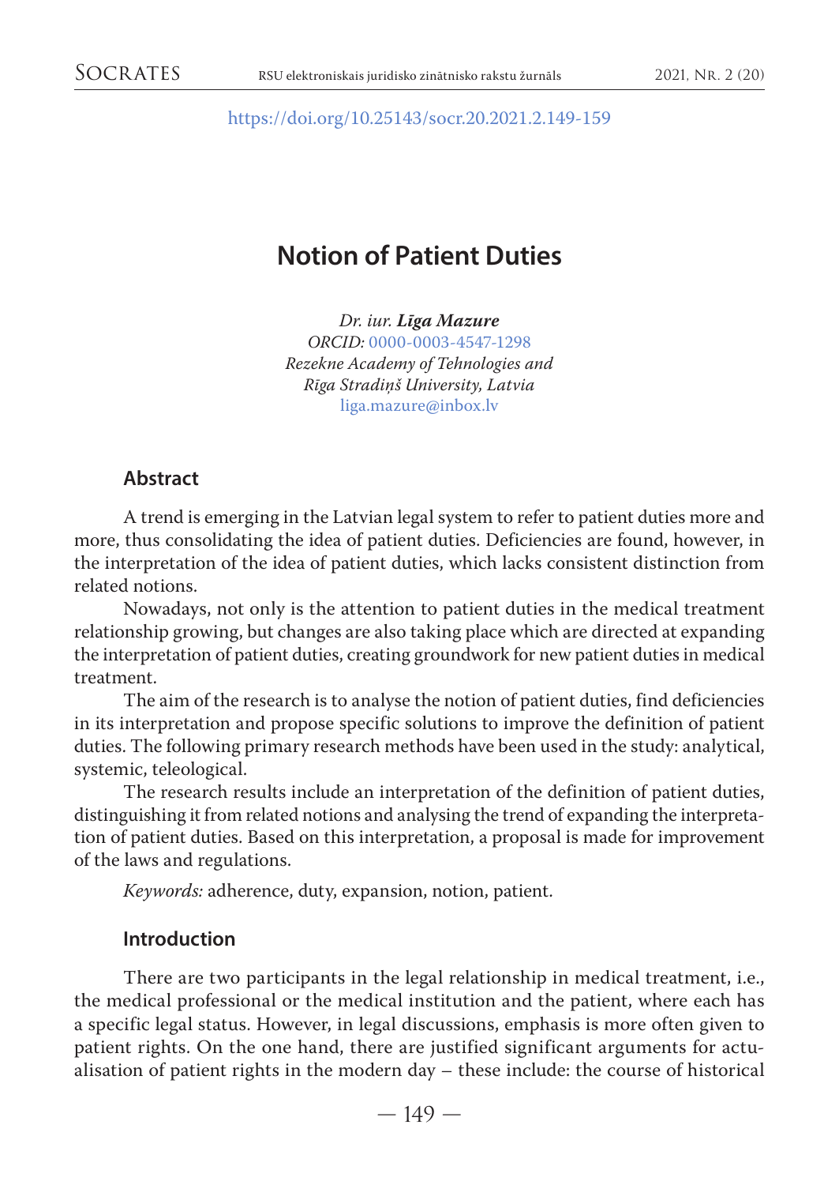https://doi.org/10.25143/socr.20.2021.2.149-159

# Notion of Patient Duties

*Dr. iur.* ***Līga Mazure***
*ORCID:* 0000-0003-4547-1298
*Rezekne Academy of Tehnologies and Rīga Stradiņš University, Latvia*
liga.mazure@inbox.lv

## Abstract

A trend is emerging in the Latvian legal system to refer to patient duties more and more, thus consolidating the idea of patient duties. Deficiencies are found, however, in the interpretation of the idea of patient duties, which lacks consistent distinction from related notions.

Nowadays, not only is the attention to patient duties in the medical treatment relationship growing, but changes are also taking place which are directed at expanding the interpretation of patient duties, creating groundwork for new patient duties in medical treatment.

The aim of the research is to analyse the notion of patient duties, find deficiencies in its interpretation and propose specific solutions to improve the definition of patient duties. The following primary research methods have been used in the study: analytical, systemic, teleological.

The research results include an interpretation of the definition of patient duties, distinguishing it from related notions and analysing the trend of expanding the interpretation of patient duties. Based on this interpretation, a proposal is made for improvement of the laws and regulations.

*Keywords:* adherence, duty, expansion, notion, patient.

## Introduction

There are two participants in the legal relationship in medical treatment, i.e., the medical professional or the medical institution and the patient, where each has a specific legal status. However, in legal discussions, emphasis is more often given to patient rights. On the one hand, there are justified significant arguments for actualisation of patient rights in the modern day – these include: the course of historical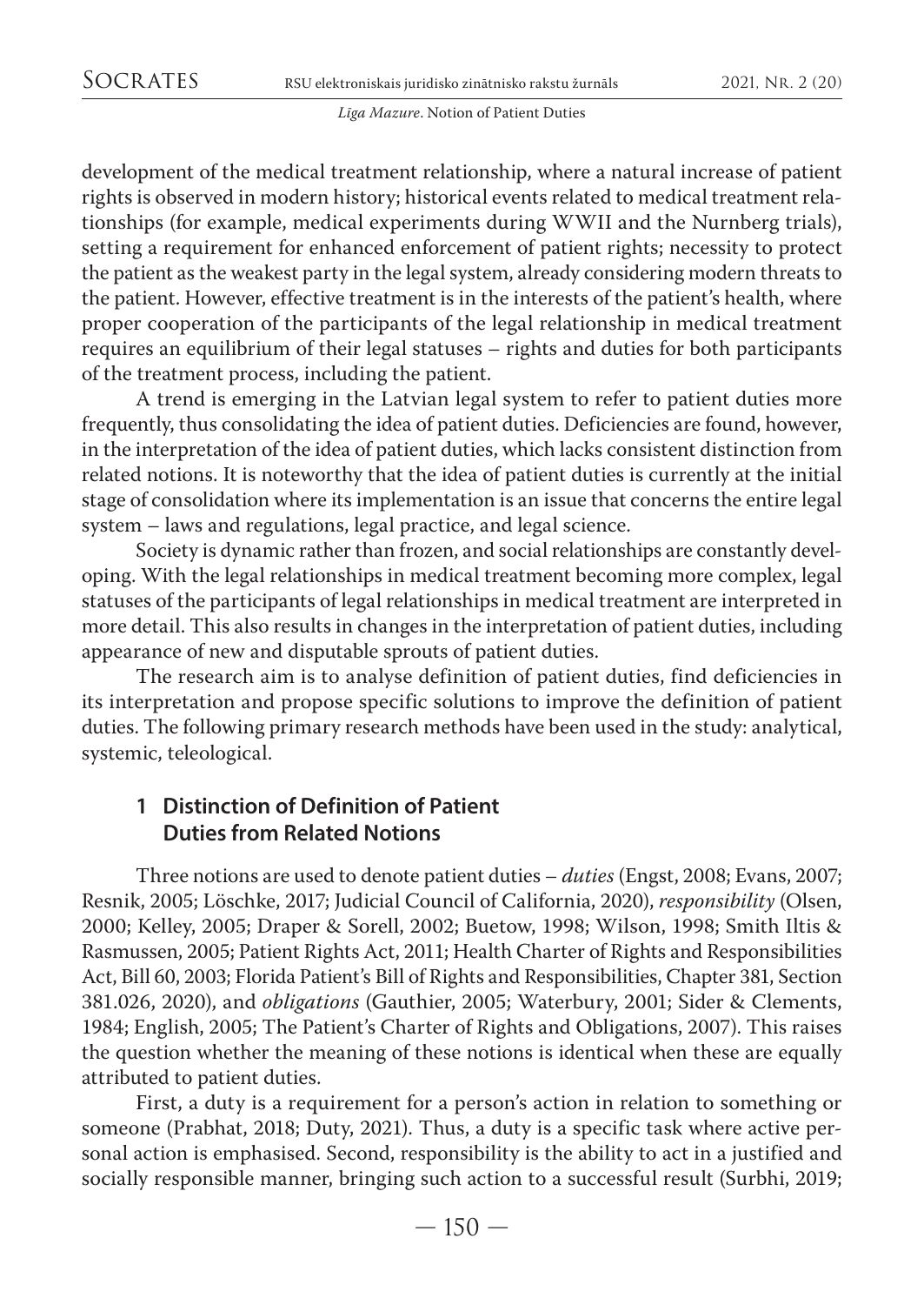development of the medical treatment relationship, where a natural increase of patient rights is observed in modern history; historical events related to medical treatment relationships (for example, medical experiments during WWII and the Nurnberg trials), setting a requirement for enhanced enforcement of patient rights; necessity to protect the patient as the weakest party in the legal system, already considering modern threats to the patient. However, effective treatment is in the interests of the patient's health, where proper cooperation of the participants of the legal relationship in medical treatment requires an equilibrium of their legal statuses – rights and duties for both participants of the treatment process, including the patient.

A trend is emerging in the Latvian legal system to refer to patient duties more frequently, thus consolidating the idea of patient duties. Deficiencies are found, however, in the interpretation of the idea of patient duties, which lacks consistent distinction from related notions. It is noteworthy that the idea of patient duties is currently at the initial stage of consolidation where its implementation is an issue that concerns the entire legal system – laws and regulations, legal practice, and legal science.

Society is dynamic rather than frozen, and social relationships are constantly developing. With the legal relationships in medical treatment becoming more complex, legal statuses of the participants of legal relationships in medical treatment are interpreted in more detail. This also results in changes in the interpretation of patient duties, including appearance of new and disputable sprouts of patient duties.

The research aim is to analyse definition of patient duties, find deficiencies in its interpretation and propose specific solutions to improve the definition of patient duties. The following primary research methods have been used in the study: analytical, systemic, teleological.

## 1 Distinction of Definition of Patient Duties from Related Notions

Three notions are used to denote patient duties – *duties* (Engst, 2008; Evans, 2007; Resnik, 2005; Löschke, 2017; Judicial Council of California, 2020), *responsibility* (Olsen, 2000; Kelley, 2005; Draper & Sorell, 2002; Buetow, 1998; Wilson, 1998; Smith Iltis & Rasmussen, 2005; Patient Rights Act, 2011; Health Charter of Rights and Responsibilities Act, Bill 60, 2003; Florida Patient's Bill of Rights and Responsibilities, Chapter 381, Section 381.026, 2020), and *obligations* (Gauthier, 2005; Waterbury, 2001; Sider & Clements, 1984; English, 2005; The Patient's Charter of Rights and Obligations, 2007). This raises the question whether the meaning of these notions is identical when these are equally attributed to patient duties.

First, a duty is a requirement for a person's action in relation to something or someone (Prabhat, 2018; Duty, 2021). Thus, a duty is a specific task where active personal action is emphasised. Second, responsibility is the ability to act in a justified and socially responsible manner, bringing such action to a successful result (Surbhi, 2019;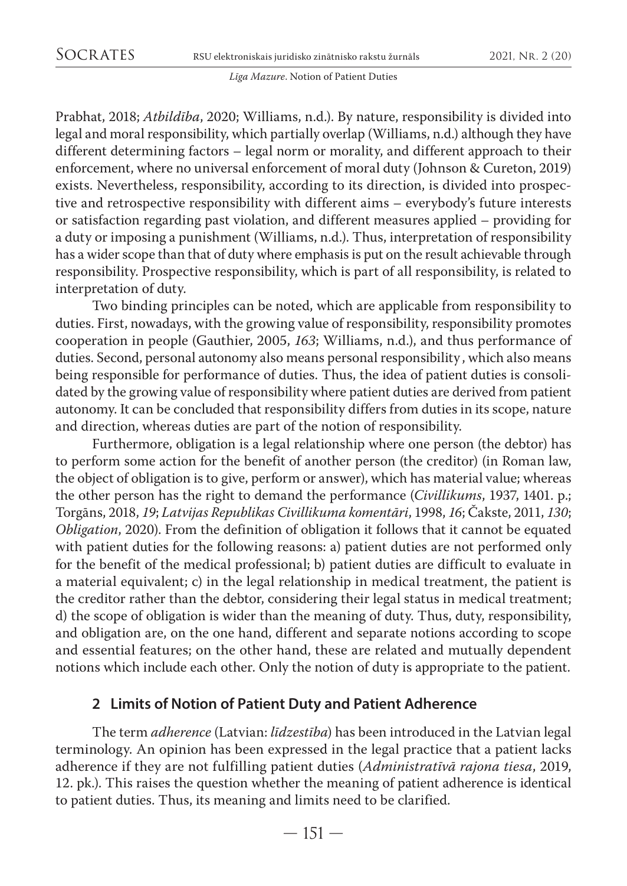Prabhat, 2018; *Atbildība*, 2020; Williams, n.d.). By nature, responsibility is divided into legal and moral responsibility, which partially overlap (Williams, n.d.) although they have different determining factors – legal norm or morality, and different approach to their enforcement, where no universal enforcement of moral duty (Johnson & Cureton, 2019) exists. Nevertheless, responsibility, according to its direction, is divided into prospective and retrospective responsibility with different aims – everybody's future interests or satisfaction regarding past violation, and different measures applied – providing for a duty or imposing a punishment (Williams, n.d.). Thus, interpretation of responsibility has a wider scope than that of duty where emphasis is put on the result achievable through responsibility. Prospective responsibility, which is part of all responsibility, is related to interpretation of duty.

Two binding principles can be noted, which are applicable from responsibility to duties. First, nowadays, with the growing value of responsibility, responsibility promotes cooperation in people (Gauthier, 2005, *163*; Williams, n.d.), and thus performance of duties. Second, personal autonomy also means personal responsibility, which also means being responsible for performance of duties. Thus, the idea of patient duties is consolidated by the growing value of responsibility where patient duties are derived from patient autonomy. It can be concluded that responsibility differs from duties in its scope, nature and direction, whereas duties are part of the notion of responsibility.

Furthermore, obligation is a legal relationship where one person (the debtor) has to perform some action for the benefit of another person (the creditor) (in Roman law, the object of obligation is to give, perform or answer), which has material value; whereas the other person has the right to demand the performance (*Civillikums*, 1937, 1401. p.; Torgāns, 2018, *19*; *Latvijas Republikas Civillikuma komentāri*, 1998, *16*; Čakste, 2011, *130*; *Obligation*, 2020). From the definition of obligation it follows that it cannot be equated with patient duties for the following reasons: a) patient duties are not performed only for the benefit of the medical professional; b) patient duties are difficult to evaluate in a material equivalent; c) in the legal relationship in medical treatment, the patient is the creditor rather than the debtor, considering their legal status in medical treatment; d) the scope of obligation is wider than the meaning of duty. Thus, duty, responsibility, and obligation are, on the one hand, different and separate notions according to scope and essential features; on the other hand, these are related and mutually dependent notions which include each other. Only the notion of duty is appropriate to the patient.

## 2 Limits of Notion of Patient Duty and Patient Adherence

The term *adherence* (Latvian: *līdzestība*) has been introduced in the Latvian legal terminology. An opinion has been expressed in the legal practice that a patient lacks adherence if they are not fulfilling patient duties (*Administratīvā rajona tiesa*, 2019, 12. pk.). This raises the question whether the meaning of patient adherence is identical to patient duties. Thus, its meaning and limits need to be clarified.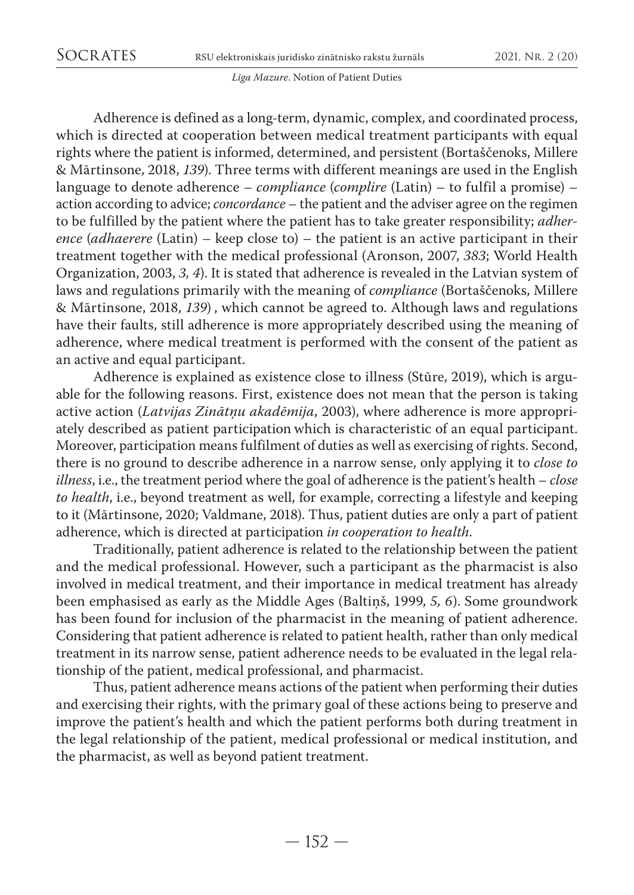Adherence is defined as a long-term, dynamic, complex, and coordinated process, which is directed at cooperation between medical treatment participants with equal rights where the patient is informed, determined, and persistent (Bortaščenoks, Millere & Mārtinsone, 2018, *139*). Three terms with different meanings are used in the English language to denote adherence – *compliance* (*complire* (Latin) – to fulfil a promise) – action according to advice; *concordance* – the patient and the adviser agree on the regimen to be fulfilled by the patient where the patient has to take greater responsibility; *adherence* (*adhaerere* (Latin) – keep close to) – the patient is an active participant in their treatment together with the medical professional (Aronson, 2007, *383*; World Health Organization, 2003, *3, 4*). It is stated that adherence is revealed in the Latvian system of laws and regulations primarily with the meaning of *compliance* (Bortaščenoks, Millere & Mārtinsone, 2018, *139*) , which cannot be agreed to. Although laws and regulations have their faults, still adherence is more appropriately described using the meaning of adherence, where medical treatment is performed with the consent of the patient as an active and equal participant.

Adherence is explained as existence close to illness (Stūre, 2019), which is arguable for the following reasons. First, existence does not mean that the person is taking active action (*Latvijas Zinātņu akadēmija*, 2003), where adherence is more appropriately described as patient participation which is characteristic of an equal participant. Moreover, participation means fulfilment of duties as well as exercising of rights. Second, there is no ground to describe adherence in a narrow sense, only applying it to *close to illness*, i.e., the treatment period where the goal of adherence is the patient's health – *close to health*, i.e., beyond treatment as well, for example, correcting a lifestyle and keeping to it (Mārtinsone, 2020; Valdmane, 2018). Thus, patient duties are only a part of patient adherence, which is directed at participation *in cooperation to health*.

Traditionally, patient adherence is related to the relationship between the patient and the medical professional. However, such a participant as the pharmacist is also involved in medical treatment, and their importance in medical treatment has already been emphasised as early as the Middle Ages (Baltiņš, 1999, *5, 6*). Some groundwork has been found for inclusion of the pharmacist in the meaning of patient adherence. Considering that patient adherence is related to patient health, rather than only medical treatment in its narrow sense, patient adherence needs to be evaluated in the legal relationship of the patient, medical professional, and pharmacist.

Thus, patient adherence means actions of the patient when performing their duties and exercising their rights, with the primary goal of these actions being to preserve and improve the patient's health and which the patient performs both during treatment in the legal relationship of the patient, medical professional or medical institution, and the pharmacist, as well as beyond patient treatment.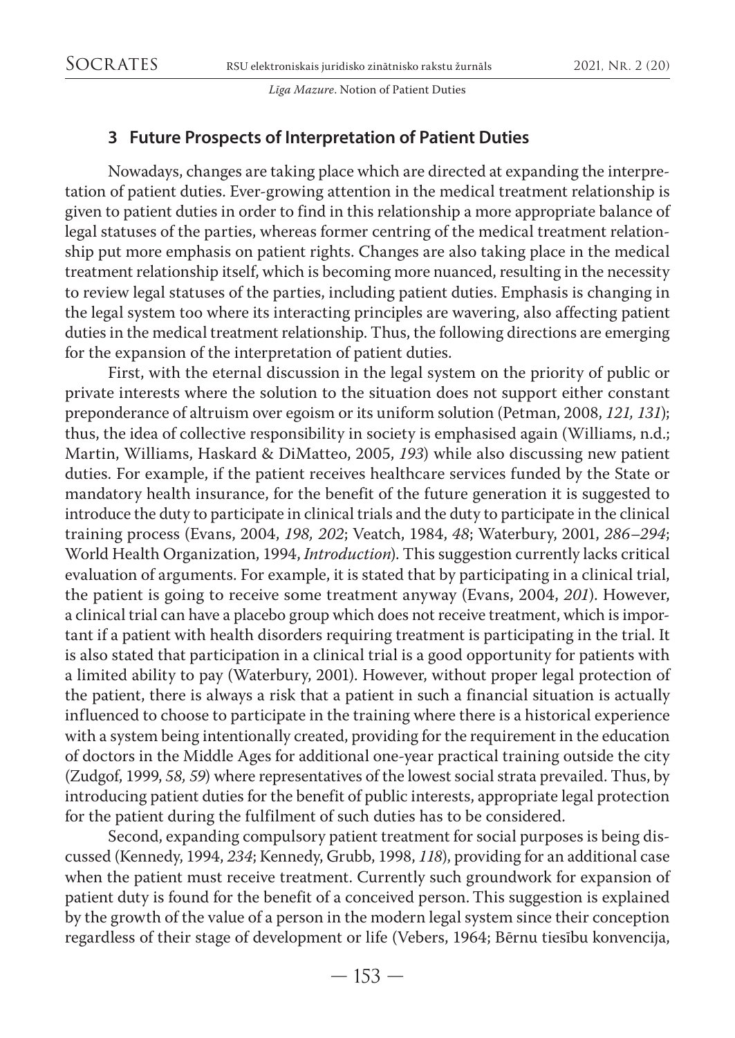## 3 Future Prospects of Interpretation of Patient Duties

Nowadays, changes are taking place which are directed at expanding the interpretation of patient duties. Ever-growing attention in the medical treatment relationship is given to patient duties in order to find in this relationship a more appropriate balance of legal statuses of the parties, whereas former centring of the medical treatment relationship put more emphasis on patient rights. Changes are also taking place in the medical treatment relationship itself, which is becoming more nuanced, resulting in the necessity to review legal statuses of the parties, including patient duties. Emphasis is changing in the legal system too where its interacting principles are wavering, also affecting patient duties in the medical treatment relationship. Thus, the following directions are emerging for the expansion of the interpretation of patient duties.

First, with the eternal discussion in the legal system on the priority of public or private interests where the solution to the situation does not support either constant preponderance of altruism over egoism or its uniform solution (Petman, 2008, *121, 131*); thus, the idea of collective responsibility in society is emphasised again (Williams, n.d.; Martin, Williams, Haskard & DiMatteo, 2005, *193*) while also discussing new patient duties. For example, if the patient receives healthcare services funded by the State or mandatory health insurance, for the benefit of the future generation it is suggested to introduce the duty to participate in clinical trials and the duty to participate in the clinical training process (Evans, 2004, *198, 202*; Veatch, 1984, *48*; Waterbury, 2001, *286–294*; World Health Organization, 1994, *Introduction*). This suggestion currently lacks critical evaluation of arguments. For example, it is stated that by participating in a clinical trial, the patient is going to receive some treatment anyway (Evans, 2004, *201*). However, a clinical trial can have a placebo group which does not receive treatment, which is important if a patient with health disorders requiring treatment is participating in the trial. It is also stated that participation in a clinical trial is a good opportunity for patients with a limited ability to pay (Waterbury, 2001). However, without proper legal protection of the patient, there is always a risk that a patient in such a financial situation is actually influenced to choose to participate in the training where there is a historical experience with a system being intentionally created, providing for the requirement in the education of doctors in the Middle Ages for additional one-year practical training outside the city (Zudgof, 1999, *58, 59*) where representatives of the lowest social strata prevailed. Thus, by introducing patient duties for the benefit of public interests, appropriate legal protection for the patient during the fulfilment of such duties has to be considered.

Second, expanding compulsory patient treatment for social purposes is being discussed (Kennedy, 1994, *234*; Kennedy, Grubb, 1998, *118*), providing for an additional case when the patient must receive treatment. Currently such groundwork for expansion of patient duty is found for the benefit of a conceived person. This suggestion is explained by the growth of the value of a person in the modern legal system since their conception regardless of their stage of development or life (Vebers, 1964; Bērnu tiesību konvencija,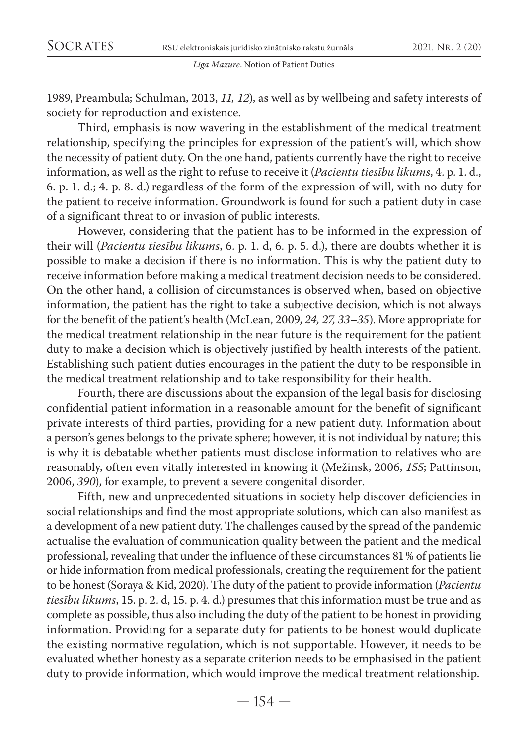1989, Preambula; Schulman, 2013, *11, 12*), as well as by wellbeing and safety interests of society for reproduction and existence.

Third, emphasis is now wavering in the establishment of the medical treatment relationship, specifying the principles for expression of the patient's will, which show the necessity of patient duty. On the one hand, patients currently have the right to receive information, as well as the right to refuse to receive it (*Pacientu tiesību likums*, 4. p. 1. d., 6. p. 1. d.; 4. p. 8. d.) regardless of the form of the expression of will, with no duty for the patient to receive information. Groundwork is found for such a patient duty in case of a significant threat to or invasion of public interests.

However, considering that the patient has to be informed in the expression of their will (*Pacientu tiesību likums*, 6. p. 1. d, 6. p. 5. d.), there are doubts whether it is possible to make a decision if there is no information. This is why the patient duty to receive information before making a medical treatment decision needs to be considered. On the other hand, a collision of circumstances is observed when, based on objective information, the patient has the right to take a subjective decision, which is not always for the benefit of the patient's health (McLean, 2009, *24, 27, 33–35*). More appropriate for the medical treatment relationship in the near future is the requirement for the patient duty to make a decision which is objectively justified by health interests of the patient. Establishing such patient duties encourages in the patient the duty to be responsible in the medical treatment relationship and to take responsibility for their health.

Fourth, there are discussions about the expansion of the legal basis for disclosing confidential patient information in a reasonable amount for the benefit of significant private interests of third parties, providing for a new patient duty. Information about a person's genes belongs to the private sphere; however, it is not individual by nature; this is why it is debatable whether patients must disclose information to relatives who are reasonably, often even vitally interested in knowing it (Mežinsk, 2006, *155*; Pattinson, 2006, *390*), for example, to prevent a severe congenital disorder.

Fifth, new and unprecedented situations in society help discover deficiencies in social relationships and find the most appropriate solutions, which can also manifest as a development of a new patient duty. The challenges caused by the spread of the pandemic actualise the evaluation of communication quality between the patient and the medical professional, revealing that under the influence of these circumstances 81 % of patients lie or hide information from medical professionals, creating the requirement for the patient to be honest (Soraya & Kid, 2020). The duty of the patient to provide information (*Pacientu tiesību likums*, 15. p. 2. d, 15. p. 4. d.) presumes that this information must be true and as complete as possible, thus also including the duty of the patient to be honest in providing information. Providing for a separate duty for patients to be honest would duplicate the existing normative regulation, which is not supportable. However, it needs to be evaluated whether honesty as a separate criterion needs to be emphasised in the patient duty to provide information, which would improve the medical treatment relationship.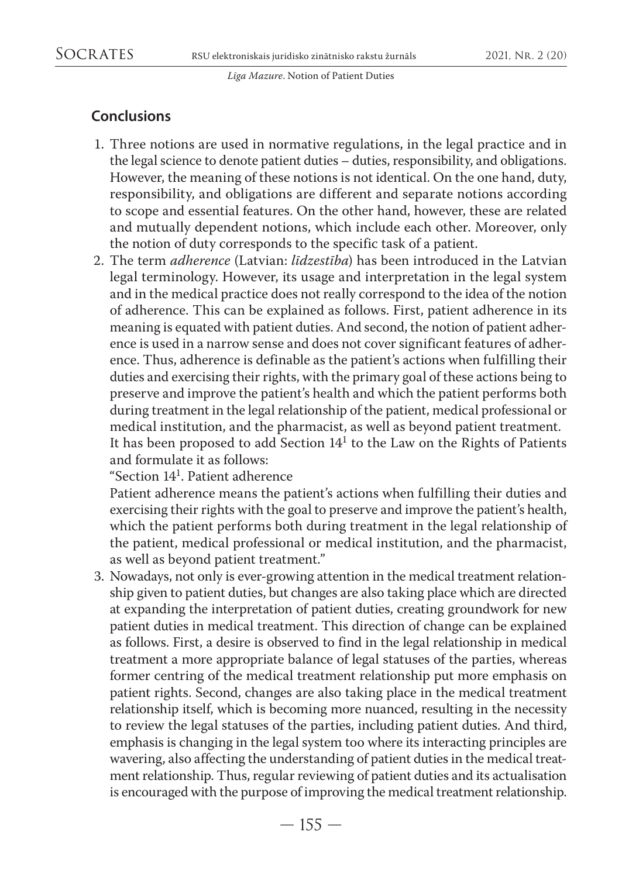## Conclusions

1. Three notions are used in normative regulations, in the legal practice and in the legal science to denote patient duties – duties, responsibility, and obligations. However, the meaning of these notions is not identical. On the one hand, duty, responsibility, and obligations are different and separate notions according to scope and essential features. On the other hand, however, these are related and mutually dependent notions, which include each other. Moreover, only the notion of duty corresponds to the specific task of a patient.
2. The term *adherence* (Latvian: *līdzestība*) has been introduced in the Latvian legal terminology. However, its usage and interpretation in the legal system and in the medical practice does not really correspond to the idea of the notion of adherence. This can be explained as follows. First, patient adherence in its meaning is equated with patient duties. And second, the notion of patient adherence is used in a narrow sense and does not cover significant features of adherence. Thus, adherence is definable as the patient's actions when fulfilling their duties and exercising their rights, with the primary goal of these actions being to preserve and improve the patient's health and which the patient performs both during treatment in the legal relationship of the patient, medical professional or medical institution, and the pharmacist, as well as beyond patient treatment.
   It has been proposed to add Section $14^1$ to the Law on the Rights of Patients and formulate it as follows:
   "Section $14^1$. Patient adherence
   Patient adherence means the patient's actions when fulfilling their duties and exercising their rights with the goal to preserve and improve the patient's health, which the patient performs both during treatment in the legal relationship of the patient, medical professional or medical institution, and the pharmacist, as well as beyond patient treatment."
3. Nowadays, not only is ever-growing attention in the medical treatment relationship given to patient duties, but changes are also taking place which are directed at expanding the interpretation of patient duties, creating groundwork for new patient duties in medical treatment. This direction of change can be explained as follows. First, a desire is observed to find in the legal relationship in medical treatment a more appropriate balance of legal statuses of the parties, whereas former centring of the medical treatment relationship put more emphasis on patient rights. Second, changes are also taking place in the medical treatment relationship itself, which is becoming more nuanced, resulting in the necessity to review the legal statuses of the parties, including patient duties. And third, emphasis is changing in the legal system too where its interacting principles are wavering, also affecting the understanding of patient duties in the medical treatment relationship. Thus, regular reviewing of patient duties and its actualisation is encouraged with the purpose of improving the medical treatment relationship.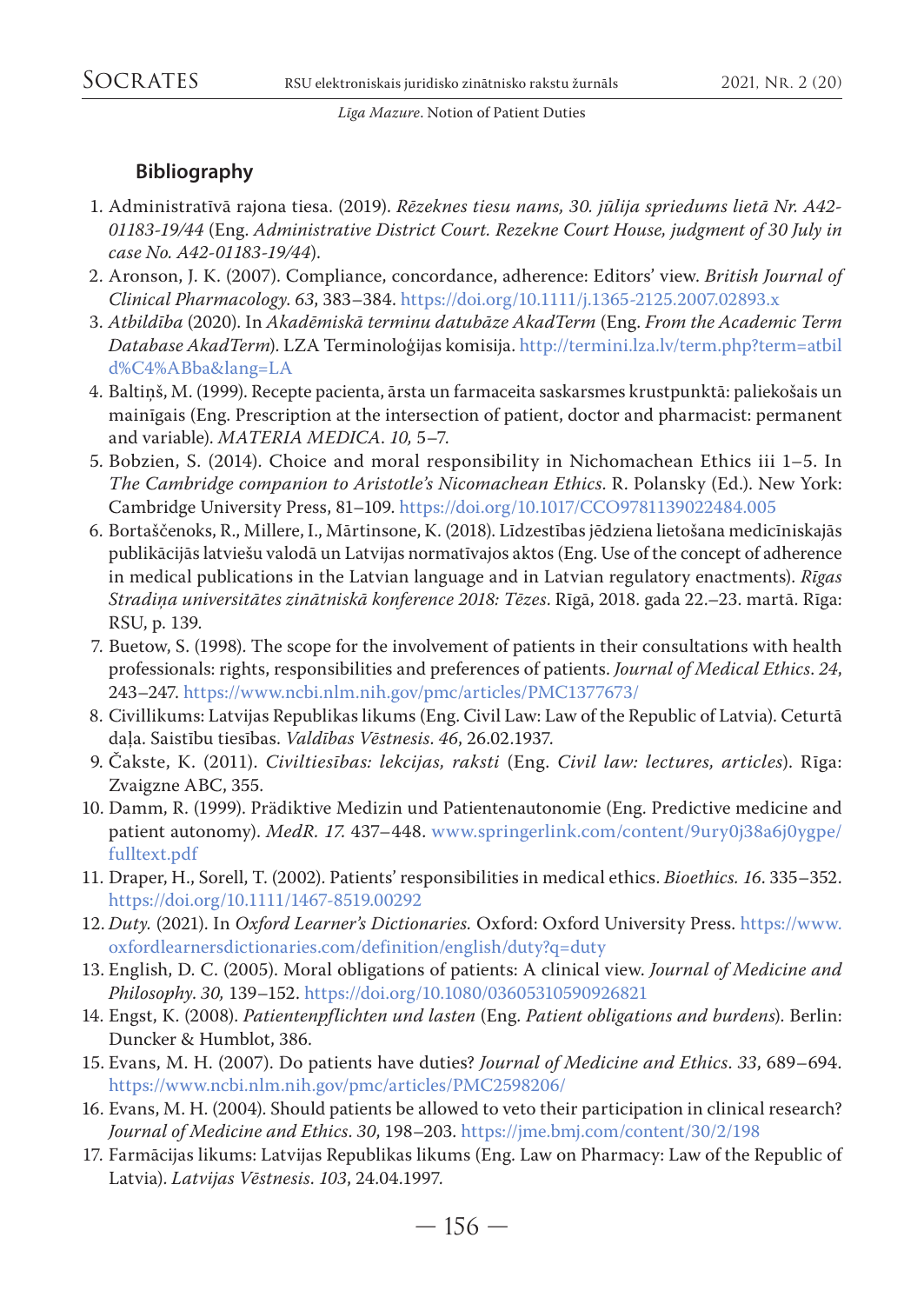## Bibliography

1. Administratīvā rajona tiesa. (2019). *Rēzeknes tiesu nams, 30. jūlija spriedums lietā Nr. A42-01183-19/44* (Eng. *Administrative District Court. Rezekne Court House, judgment of 30 July in case No. A42-01183-19/44*).
2. Aronson, J. K. (2007). Compliance, concordance, adherence: Editors' view. *British Journal of Clinical Pharmacology. 63*, 383–384. https://doi.org/10.1111/j.1365-2125.2007.02893.x
3. *Atbildība* (2020). In *Akadēmiskā terminu datubāze AkadTerm* (Eng. *From the Academic Term Database AkadTerm*). LZA Terminoloģijas komisija. http://termini.lza.lv/term.php?term=atbild%C4%ABba&lang=LA
4. Baltiņš, M. (1999). Recepte pacienta, ārsta un farmaceita saskarsmes krustpunktā: paliekošais un mainīgais (Eng. Prescription at the intersection of patient, doctor and pharmacist: permanent and variable). *MATERIA MEDICA. 10,* 5–7.
5. Bobzien, S. (2014). Choice and moral responsibility in Nichomachean Ethics iii 1–5. In *The Cambridge companion to Aristotle's Nicomachean Ethics*. R. Polansky (Ed.). New York: Cambridge University Press, 81–109. https://doi.org/10.1017/CCO9781139022484.005
6. Bortaščenoks, R., Millere, I., Mārtinsone, K. (2018). Līdzestības jēdziena lietošana medicīniskajās publikācijās latviešu valodā un Latvijas normatīvajos aktos (Eng. Use of the concept of adherence in medical publications in the Latvian language and in Latvian regulatory enactments). *Rīgas Stradiņa universitātes zinātniskā konference 2018: Tēzes*. Rīgā, 2018. gada 22.–23. martā. Rīga: RSU, p. 139.
7. Buetow, S. (1998). The scope for the involvement of patients in their consultations with health professionals: rights, responsibilities and preferences of patients. *Journal of Medical Ethics. 24*, 243–247. https://www.ncbi.nlm.nih.gov/pmc/articles/PMC1377673/
8. Civillikums: Latvijas Republikas likums (Eng. Civil Law: Law of the Republic of Latvia). Ceturtā daļa. Saistību tiesības. *Valdības Vēstnesis. 46*, 26.02.1937.
9. Čakste, K. (2011). *Civiltiesības: lekcijas, raksti* (Eng. *Civil law: lectures, articles*). Rīga: Zvaigzne ABC, 355.
10. Damm, R. (1999). Prädiktive Medizin und Patientenautonomie (Eng. Predictive medicine and patient autonomy). *MedR. 17.* 437–448. www.springerlink.com/content/9ury0j38a6j0ygpe/fulltext.pdf
11. Draper, H., Sorell, T. (2002). Patients' responsibilities in medical ethics. *Bioethics. 16*. 335–352. https://doi.org/10.1111/1467-8519.00292
12. *Duty.* (2021). In *Oxford Learner's Dictionaries.* Oxford: Oxford University Press. https://www.oxfordlearnersdictionaries.com/definition/english/duty?q=duty
13. English, D. C. (2005). Moral obligations of patients: A clinical view. *Journal of Medicine and Philosophy. 30,* 139–152. https://doi.org/10.1080/03605310590926821
14. Engst, K. (2008). *Patientenpflichten und lasten* (Eng. *Patient obligations and burdens*). Berlin: Duncker & Humblot, 386.
15. Evans, M. H. (2007). Do patients have duties? *Journal of Medicine and Ethics. 33*, 689–694. https://www.ncbi.nlm.nih.gov/pmc/articles/PMC2598206/
16. Evans, M. H. (2004). Should patients be allowed to veto their participation in clinical research? *Journal of Medicine and Ethics. 30*, 198–203. https://jme.bmj.com/content/30/2/198
17. Farmācijas likums: Latvijas Republikas likums (Eng. Law on Pharmacy: Law of the Republic of Latvia). *Latvijas Vēstnesis. 103*, 24.04.1997.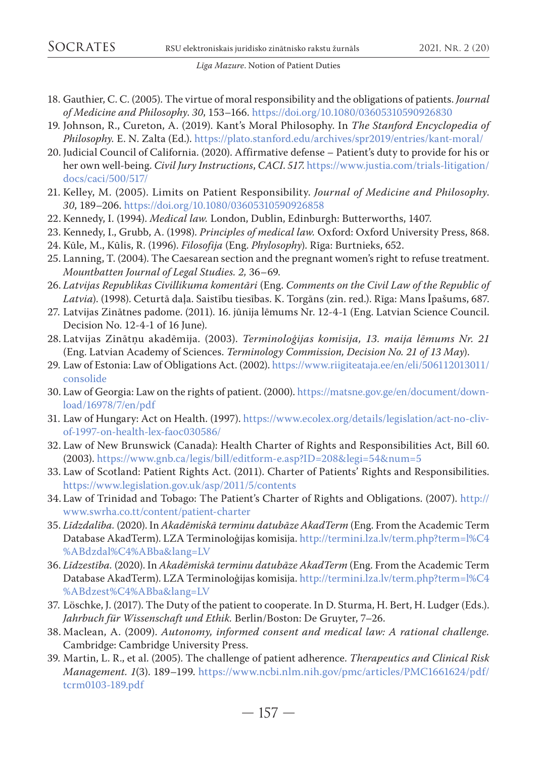18. Gauthier, C. C. (2005). The virtue of moral responsibility and the obligations of patients. *Journal of Medicine and Philosophy*. *30*, 153–166. https://doi.org/10.1080/03605310590926830
19. Johnson, R., Cureton, A. (2019). Kant's Moral Philosophy. In *The Stanford Encyclopedia of Philosophy.* E. N. Zalta (Ed.). https://plato.stanford.edu/archives/spr2019/entries/kant-moral/
20. Judicial Council of California. (2020). Affirmative defense – Patient's duty to provide for his or her own well-being. *Civil Jury Instructions*, *CACI. 517*. https://www.justia.com/trials-litigation/docs/caci/500/517/
21. Kelley, M. (2005). Limits on Patient Responsibility. *Journal of Medicine and Philosophy*. *30*, 189–206. https://doi.org/10.1080/03605310590926858
22. Kennedy, I. (1994). *Medical law.* London, Dublin, Edinburgh: Butterworths, 1407.
23. Kennedy, I., Grubb, A. (1998). *Principles of medical law.* Oxford: Oxford University Press, 868.
24. Kūle, M., Kūlis, R. (1996). *Filosofija* (Eng. *Phylosophy*). Rīga: Burtnieks, 652.
25. Lanning, T. (2004). The Caesarean section and the pregnant women's right to refuse treatment. *Mountbatten Journal of Legal Studies. 2,* 36–69.
26. *Latvijas Republikas Civillikuma komentāri* (Eng. *Comments on the Civil Law of the Republic of Latvia*). (1998). Ceturtā daļa. Saistību tiesības. K. Torgāns (zin. red.). Rīga: Mans Īpašums, 687.
27. Latvijas Zinātnes padome. (2011). 16. jūnija lēmums Nr. 12-4-1 (Eng. Latvian Science Council. Decision No. 12-4-1 of 16 June).
28. Latvijas Zinātņu akadēmija. (2003). *Terminoloģijas komisija, 13. maija lēmums Nr. 21* (Eng. Latvian Academy of Sciences. *Terminology Commission, Decision No. 21 of 13 May*).
29. Law of Estonia: Law of Obligations Act. (2002). https://www.riigiteataja.ee/en/eli/506112013011/consolide
30. Law of Georgia: Law on the rights of patient. (2000). https://matsne.gov.ge/en/document/download/16978/7/en/pdf
31. Law of Hungary: Act on Health. (1997). https://www.ecolex.org/details/legislation/act-no-cliv-of-1997-on-health-lex-faoc030586/
32. Law of New Brunswick (Canada): Health Charter of Rights and Responsibilities Act, Bill 60. (2003). https://www.gnb.ca/legis/bill/editform-e.asp?ID=208&legi=54&num=5
33. Law of Scotland: Patient Rights Act. (2011). Charter of Patients' Rights and Responsibilities. https://www.legislation.gov.uk/asp/2011/5/contents
34. Law of Trinidad and Tobago: The Patient's Charter of Rights and Obligations. (2007). http://www.swrha.co.tt/content/patient-charter
35. *Līdzdalība.* (2020). In *Akadēmiskā terminu datubāze AkadTerm* (Eng. From the Academic Term Database AkadTerm). LZA Terminoloģijas komisija. http://termini.lza.lv/term.php?term=l%C4%ABdzdal%C4%ABba&lang=LV
36. *Līdzestība.* (2020). In *Akadēmiskā terminu datubāze AkadTerm* (Eng. From the Academic Term Database AkadTerm). LZA Terminoloģijas komisija. http://termini.lza.lv/term.php?term=l%C4%ABdzest%C4%ABba&lang=LV
37. Löschke, J. (2017). The Duty of the patient to cooperate. In D. Sturma, H. Bert, H. Ludger (Eds.). *Jahrbuch für Wissenschaft und Ethik.* Berlin/Boston: De Gruyter, 7–26.
38. Maclean, A. (2009). *Autonomy, informed consent and medical law: A rational challenge.* Cambridge: Cambridge University Press.
39. Martin, L. R., et al. (2005). The challenge of patient adherence. *Therapeutics and Clinical Risk Management. 1*(3). 189–199. https://www.ncbi.nlm.nih.gov/pmc/articles/PMC1661624/pdf/tcrm0103-189.pdf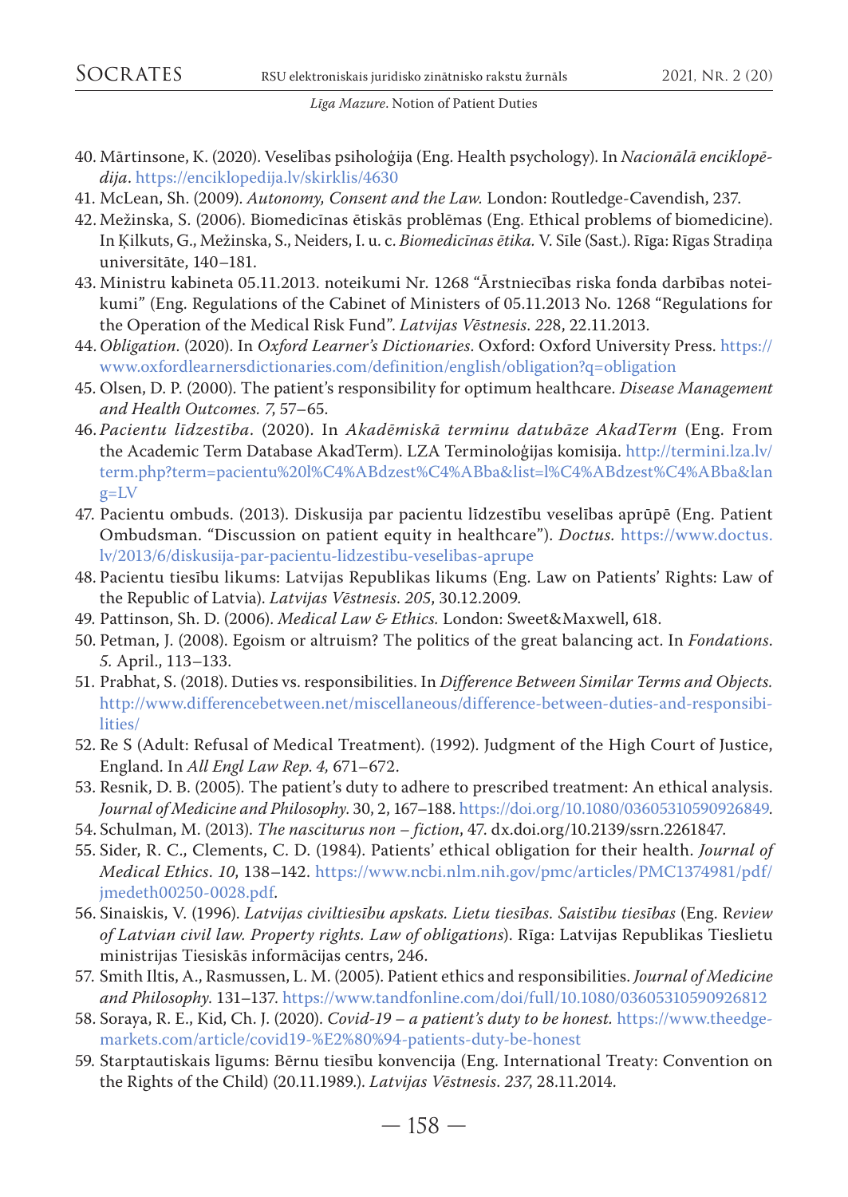40. Mārtinsone, K. (2020). Veselības psiholoģija (Eng. Health psychology). In *Nacionālā enciklopēdija*. https://enciklopedija.lv/skirklis/4630
41. McLean, Sh. (2009). *Autonomy, Consent and the Law.* London: Routledge-Cavendish, 237.
42. Mežinska, S. (2006). Biomedicīnas ētiskās problēmas (Eng. Ethical problems of biomedicine). In Ķilkuts, G., Mežinska, S., Neiders, I. u. c. *Biomedicīnas ētika.* V. Sīle (Sast.). Rīga: Rīgas Stradiņa universitāte, 140–181.
43. Ministru kabineta 05.11.2013. noteikumi Nr. 1268 "Ārstniecības riska fonda darbības noteikumi" (Eng. Regulations of the Cabinet of Ministers of 05.11.2013 No. 1268 "Regulations for the Operation of the Medical Risk Fund". *Latvijas Vēstnesis. 22*8, 22.11.2013.
44. *Obligation*. (2020). In *Oxford Learner's Dictionaries*. Oxford: Oxford University Press. https://www.oxfordlearnersdictionaries.com/definition/english/obligation?q=obligation
45. Olsen, D. P. (2000). The patient's responsibility for optimum healthcare. *Disease Management and Health Outcomes. 7*, 57–65.
46. *Pacientu līdzestība*. (2020). In *Akadēmiskā terminu datubāze AkadTerm* (Eng. From the Academic Term Database AkadTerm). LZA Terminoloģijas komisija. http://termini.lza.lv/term.php?term=pacientu%20l%C4%ABdzest%C4%ABba&list=l%C4%ABdzest%C4%ABba&lang=LV
47. Pacientu ombuds. (2013). Diskusija par pacientu līdzestību veselības aprūpē (Eng. Patient Ombudsman. "Discussion on patient equity in healthcare"). *Doctus.* https://www.doctus.lv/2013/6/diskusija-par-pacientu-lidzestibu-veselibas-aprupe
48. Pacientu tiesību likums: Latvijas Republikas likums (Eng. Law on Patients' Rights: Law of the Republic of Latvia). *Latvijas Vēstnesis. 205*, 30.12.2009.
49. Pattinson, Sh. D. (2006). *Medical Law & Ethics.* London: Sweet&Maxwell, 618.
50. Petman, J. (2008). Egoism or altruism? The politics of the great balancing act. In *Fondations. 5.* April., 113–133.
51. Prabhat, S. (2018). Duties vs. responsibilities. In *Difference Between Similar Terms and Objects.* http://www.differencebetween.net/miscellaneous/difference-between-duties-and-responsibilities/
52. Re S (Adult: Refusal of Medical Treatment). (1992). Judgment of the High Court of Justice, England. In *All Engl Law Rep. 4,* 671–672.
53. Resnik, D. B. (2005). The patient's duty to adhere to prescribed treatment: An ethical analysis. *Journal of Medicine and Philosophy.* 30, 2, 167–188. https://doi.org/10.1080/03605310590926849.
54. Schulman, M. (2013). *The nasciturus non – fiction*, 47. dx.doi.org/10.2139/ssrn.2261847.
55. Sider, R. C., Clements, C. D. (1984). Patients' ethical obligation for their health. *Journal of Medical Ethics. 10*, 138–142. https://www.ncbi.nlm.nih.gov/pmc/articles/PMC1374981/pdf/jmedeth00250-0028.pdf.
56. Sinaiskis, V. (1996). *Latvijas civiltiesību apskats. Lietu tiesības. Saistību tiesības* (Eng. R*eview of Latvian civil law. Property rights. Law of obligations*). Rīga: Latvijas Republikas Tieslietu ministrijas Tiesiskās informācijas centrs, 246.
57. Smith Iltis, A., Rasmussen, L. M. (2005). Patient ethics and responsibilities. *Journal of Medicine and Philosophy.* 131–137. https://www.tandfonline.com/doi/full/10.1080/03605310590926812
58. Soraya, R. E., Kid, Ch. J. (2020). *Covid-19 – a patient's duty to be honest.* https://www.theedgemarkets.com/article/covid19-%E2%80%94-patients-duty-be-honest
59. Starptautiskais līgums: Bērnu tiesību konvencija (Eng. International Treaty: Convention on the Rights of the Child) (20.11.1989.). *Latvijas Vēstnesis. 237,* 28.11.2014.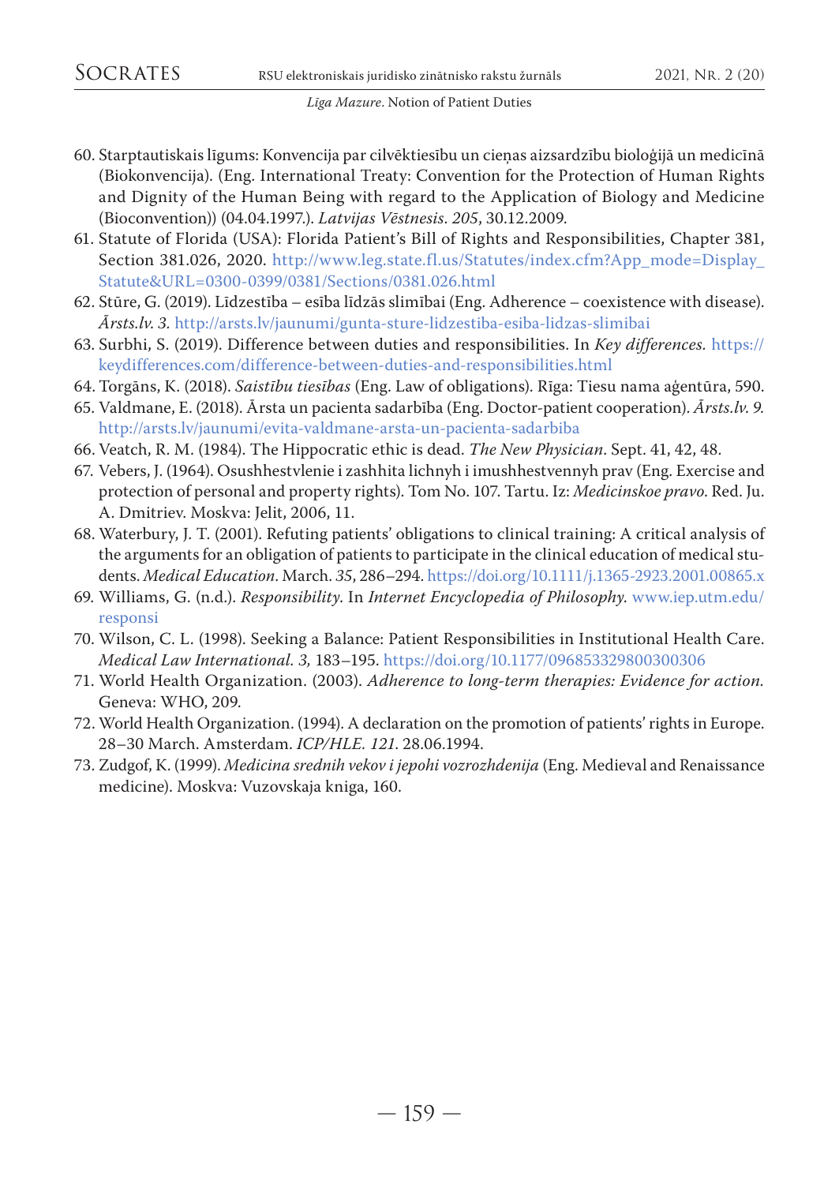60. Starptautiskais līgums: Konvencija par cilvēktiesību un cieņas aizsardzību bioloģijā un medicīnā (Biokonvencija). (Eng. International Treaty: Convention for the Protection of Human Rights and Dignity of the Human Being with regard to the Application of Biology and Medicine (Bioconvention)) (04.04.1997.). *Latvijas Vēstnesis*. *205*, 30.12.2009.
61. Statute of Florida (USA): Florida Patient's Bill of Rights and Responsibilities, Chapter 381, Section 381.026, 2020. http://www.leg.state.fl.us/Statutes/index.cfm?App_mode=Display_Statute&URL=0300-0399/0381/Sections/0381.026.html
62. Stūre, G. (2019). Līdzestība – esība līdzās slimībai (Eng. Adherence – coexistence with disease). *Ārsts.lv. 3.* http://arsts.lv/jaunumi/gunta-sture-lidzestiba-esiba-lidzas-slimibai
63. Surbhi, S. (2019). Difference between duties and responsibilities. In *Key differences.* https://keydifferences.com/difference-between-duties-and-responsibilities.html
64. Torgāns, K. (2018). *Saistību tiesības* (Eng. Law of obligations). Rīga: Tiesu nama aģentūra, 590.
65. Valdmane, E. (2018). Ārsta un pacienta sadarbība (Eng. Doctor-patient cooperation). *Ārsts.lv. 9.* http://arsts.lv/jaunumi/evita-valdmane-arsta-un-pacienta-sadarbiba
66. Veatch, R. M. (1984). The Hippocratic ethic is dead. *The New Physician*. Sept. 41, 42, 48.
67. Vebers, J. (1964). Osushhestvlenie i zashhita lichnyh i imushhestvennyh prav (Eng. Exercise and protection of personal and property rights). Tom No. 107. Tartu. Iz: *Medicinskoe pravo*. Red. Ju. A. Dmitriev. Moskva: Jelit, 2006, 11.
68. Waterbury, J. T. (2001). Refuting patients' obligations to clinical training: A critical analysis of the arguments for an obligation of patients to participate in the clinical education of medical students. *Medical Education*. March. *35*, 286–294. https://doi.org/10.1111/j.1365-2923.2001.00865.x
69. Williams, G. (n.d.). *Responsibility*. In *Internet Encyclopedia of Philosophy*. www.iep.utm.edu/responsi
70. Wilson, C. L. (1998). Seeking a Balance: Patient Responsibilities in Institutional Health Care. *Medical Law International. 3,* 183–195. https://doi.org/10.1177/096853329800300306
71. World Health Organization. (2003). *Adherence to long-term therapies: Evidence for action.* Geneva: WHO, 209.
72. World Health Organization. (1994). A declaration on the promotion of patients' rights in Europe. 28–30 March. Amsterdam. *ICP/HLE. 121*. 28.06.1994.
73. Zudgof, K. (1999). *Medicina srednih vekov i jepohi vozrozhdenija* (Eng. Medieval and Renaissance medicine). Moskva: Vuzovskaja kniga, 160.